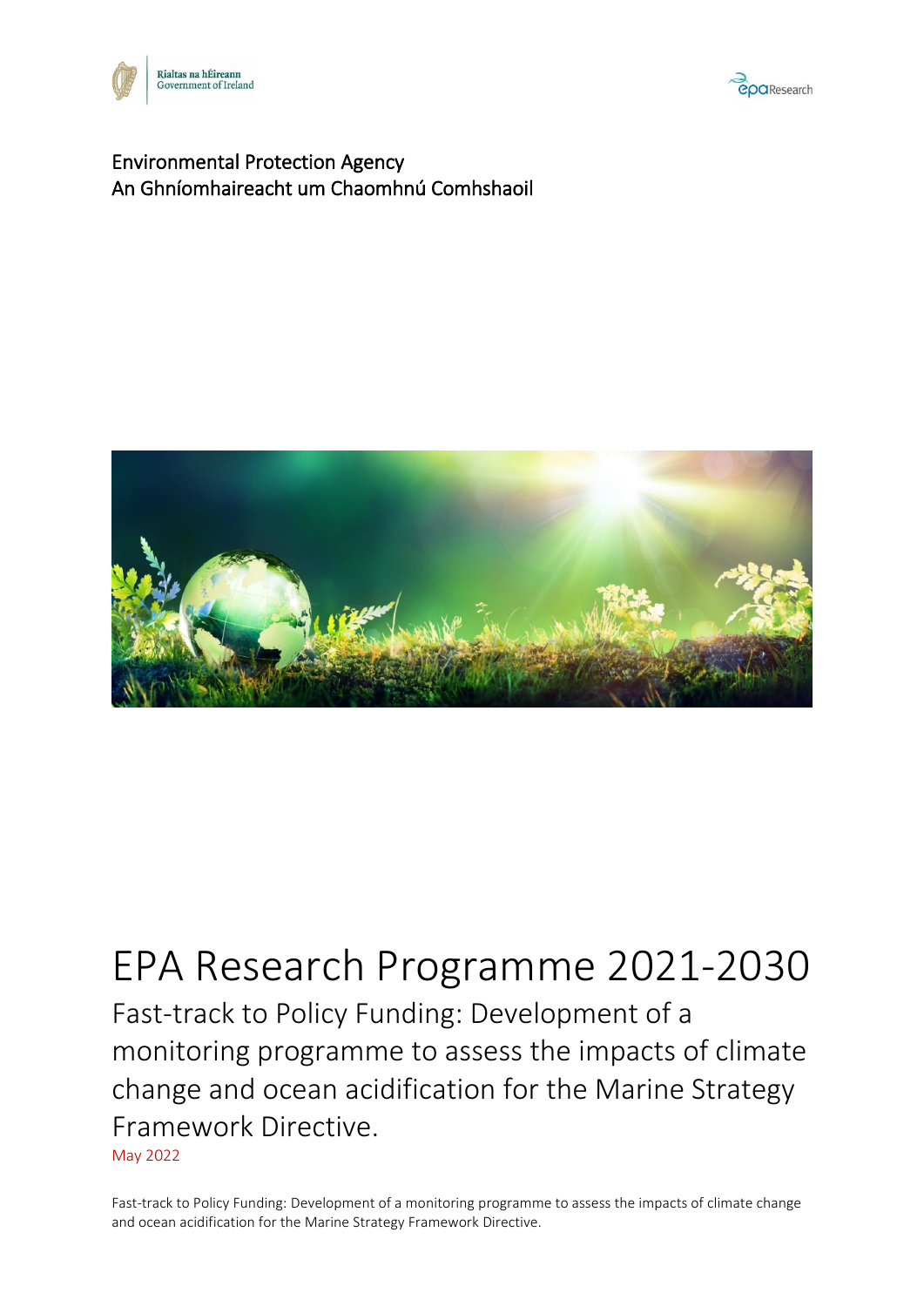Rialtas na hÉireann
Government of Ireland

epa Research

Environmental Protection Agency
An Ghníomhaireacht um Chaomhnú Comhshaoil

# EPA Research Programme 2021-2030

## Fast-track to Policy Funding: Development of a monitoring programme to assess the impacts of climate change and ocean acidification for the Marine Strategy Framework Directive.

May 2022

Fast-track to Policy Funding: Development of a monitoring programme to assess the impacts of climate change and ocean acidification for the Marine Strategy Framework Directive.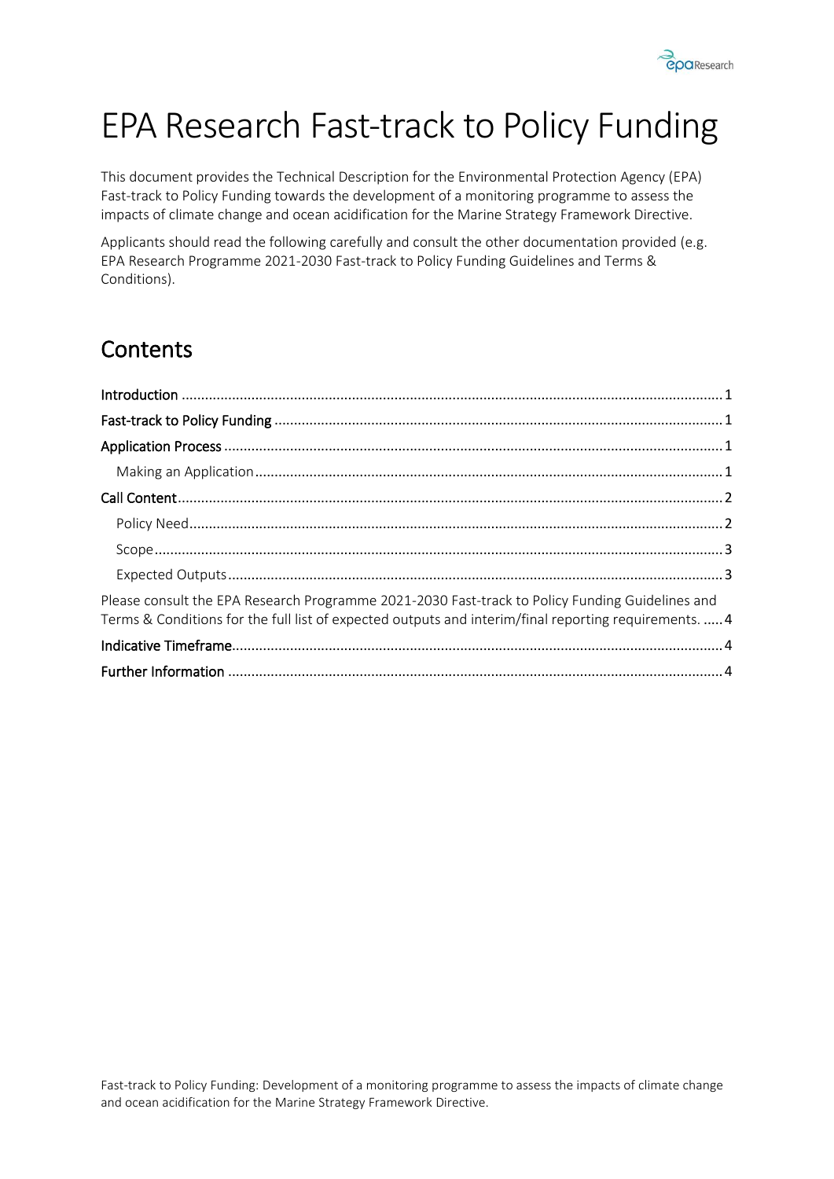# EPA Research Fast-track to Policy Funding

This document provides the Technical Description for the Environmental Protection Agency (EPA) Fast-track to Policy Funding towards the development of a monitoring programme to assess the impacts of climate change and ocean acidification for the Marine Strategy Framework Directive.

Applicants should read the following carefully and consult the other documentation provided (e.g. EPA Research Programme 2021-2030 Fast-track to Policy Funding Guidelines and Terms & Conditions).

## Contents

- Introduction .......... 1
- Fast-track to Policy Funding .......... 1
- Application Process .......... 1
  - Making an Application .......... 1
- Call Content .......... 2
  - Policy Need .......... 2
  - Scope .......... 3
  - Expected Outputs .......... 3
- Please consult the EPA Research Programme 2021-2030 Fast-track to Policy Funding Guidelines and Terms & Conditions for the full list of expected outputs and interim/final reporting requirements. .......... 4
- Indicative Timeframe .......... 4
- Further Information .......... 4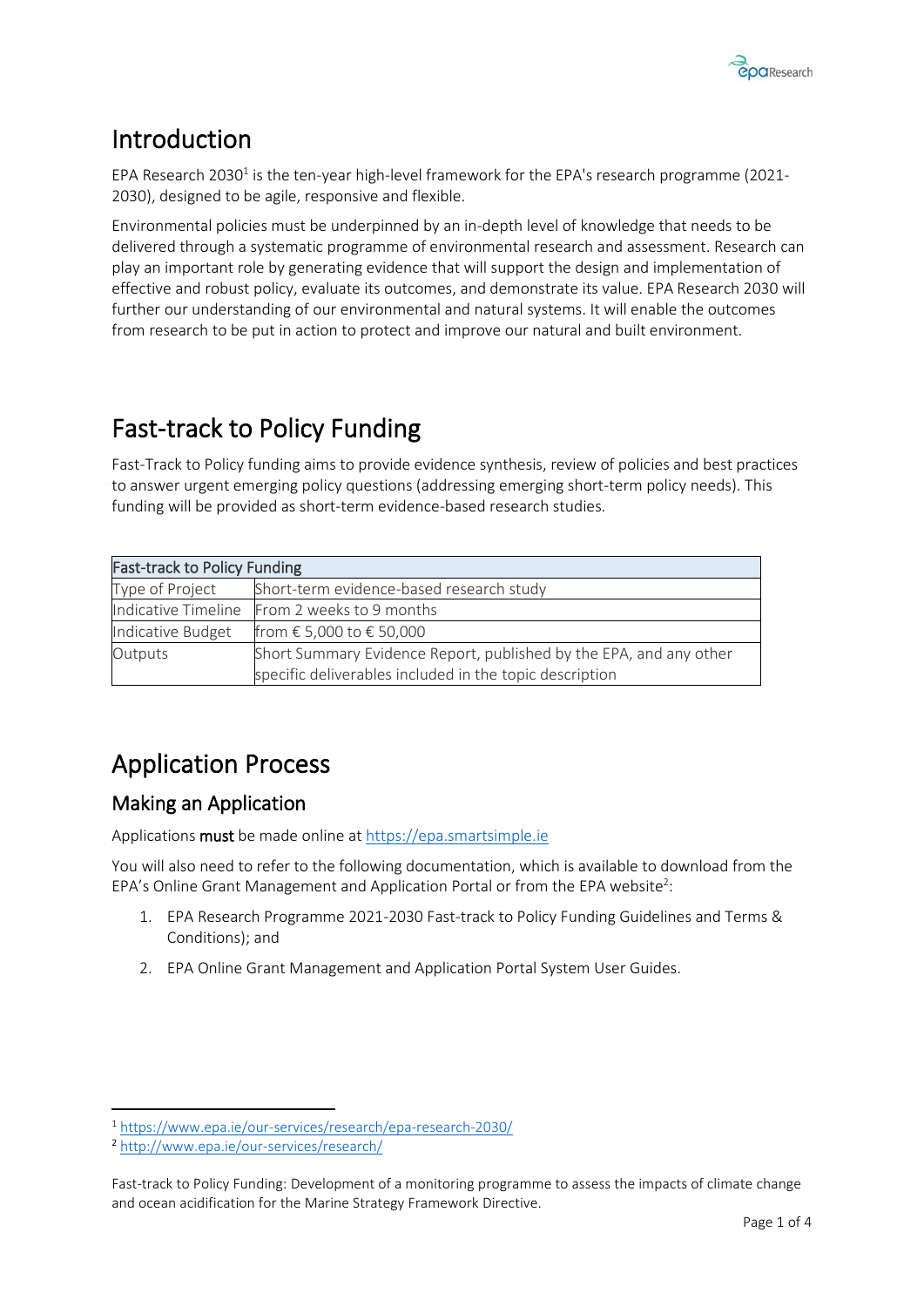# Introduction

EPA Research 2030[1] is the ten-year high-level framework for the EPA's research programme (2021-2030), designed to be agile, responsive and flexible.

Environmental policies must be underpinned by an in-depth level of knowledge that needs to be delivered through a systematic programme of environmental research and assessment. Research can play an important role by generating evidence that will support the design and implementation of effective and robust policy, evaluate its outcomes, and demonstrate its value. EPA Research 2030 will further our understanding of our environmental and natural systems. It will enable the outcomes from research to be put in action to protect and improve our natural and built environment.

# Fast-track to Policy Funding

Fast-Track to Policy funding aims to provide evidence synthesis, review of policies and best practices to answer urgent emerging policy questions (addressing emerging short-term policy needs). This funding will be provided as short-term evidence-based research studies.

| Fast-track to Policy Funding | |
|---|---|
| Type of Project | Short-term evidence-based research study |
| Indicative Timeline | From 2 weeks to 9 months |
| Indicative Budget | from € 5,000 to € 50,000 |
| Outputs | Short Summary Evidence Report, published by the EPA, and any other specific deliverables included in the topic description |

# Application Process

## Making an Application

Applications **must** be made online at https://epa.smartsimple.ie

You will also need to refer to the following documentation, which is available to download from the EPA's Online Grant Management and Application Portal or from the EPA website[2]:

1. EPA Research Programme 2021-2030 Fast-track to Policy Funding Guidelines and Terms & Conditions); and
2. EPA Online Grant Management and Application Portal System User Guides.

[1] https://www.epa.ie/our-services/research/epa-research-2030/

[2] http://www.epa.ie/our-services/research/

Fast-track to Policy Funding: Development of a monitoring programme to assess the impacts of climate change and ocean acidification for the Marine Strategy Framework Directive.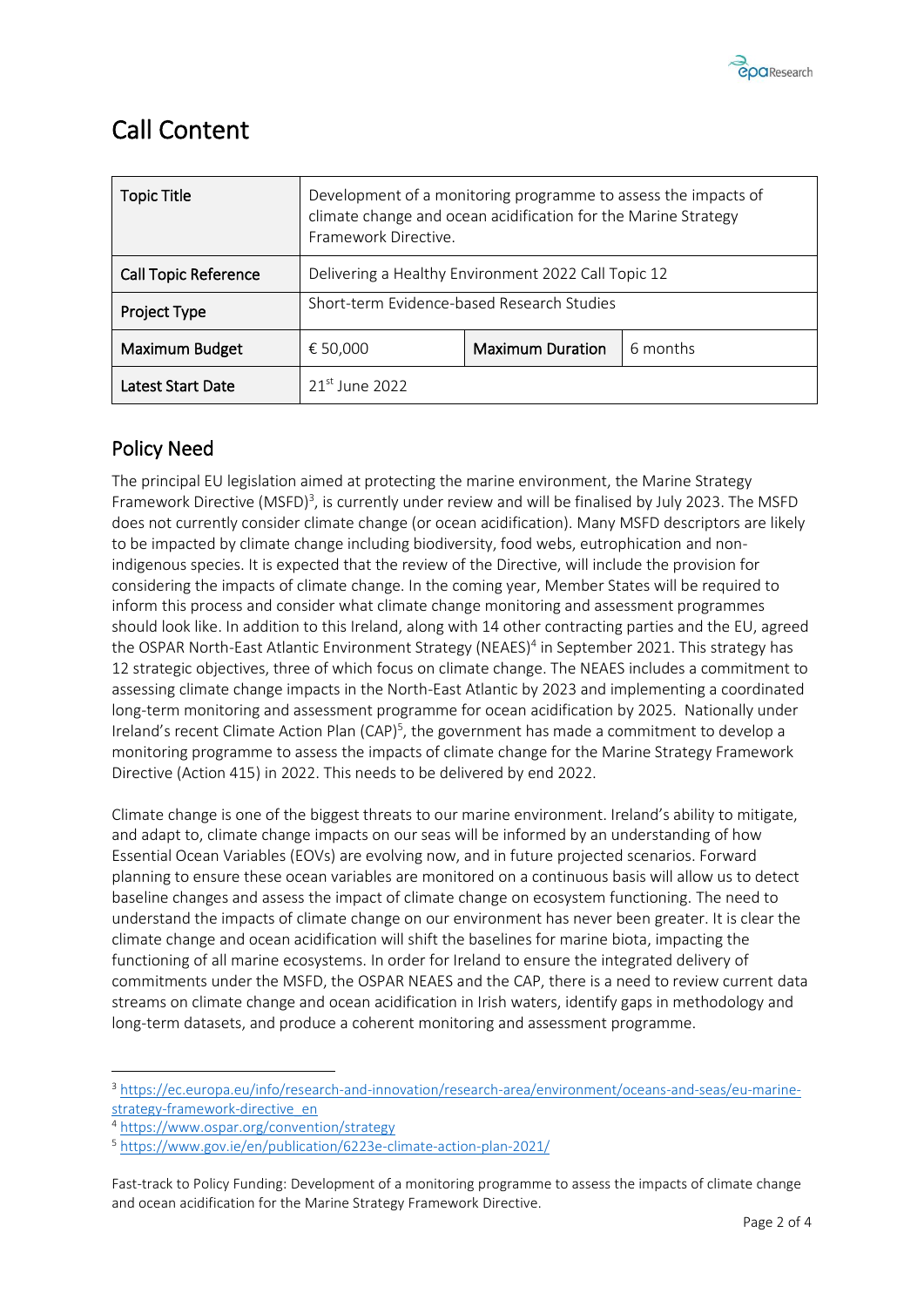# Call Content

| Topic Title | Development of a monitoring programme to assess the impacts of climate change and ocean acidification for the Marine Strategy Framework Directive. | | |
|---|---|---|---|
| Call Topic Reference | Delivering a Healthy Environment 2022 Call Topic 12 | | |
| Project Type | Short-term Evidence-based Research Studies | | |
| Maximum Budget | € 50,000 | Maximum Duration | 6 months |
| Latest Start Date | 21st June 2022 | | |

## Policy Need

The principal EU legislation aimed at protecting the marine environment, the Marine Strategy Framework Directive (MSFD)[3], is currently under review and will be finalised by July 2023. The MSFD does not currently consider climate change (or ocean acidification). Many MSFD descriptors are likely to be impacted by climate change including biodiversity, food webs, eutrophication and non-indigenous species. It is expected that the review of the Directive, will include the provision for considering the impacts of climate change. In the coming year, Member States will be required to inform this process and consider what climate change monitoring and assessment programmes should look like. In addition to this Ireland, along with 14 other contracting parties and the EU, agreed the OSPAR North-East Atlantic Environment Strategy (NEAES)[4] in September 2021. This strategy has 12 strategic objectives, three of which focus on climate change. The NEAES includes a commitment to assessing climate change impacts in the North-East Atlantic by 2023 and implementing a coordinated long-term monitoring and assessment programme for ocean acidification by 2025. Nationally under Ireland's recent Climate Action Plan (CAP)[5], the government has made a commitment to develop a monitoring programme to assess the impacts of climate change for the Marine Strategy Framework Directive (Action 415) in 2022. This needs to be delivered by end 2022.

Climate change is one of the biggest threats to our marine environment. Ireland's ability to mitigate, and adapt to, climate change impacts on our seas will be informed by an understanding of how Essential Ocean Variables (EOVs) are evolving now, and in future projected scenarios. Forward planning to ensure these ocean variables are monitored on a continuous basis will allow us to detect baseline changes and assess the impact of climate change on ecosystem functioning. The need to understand the impacts of climate change on our environment has never been greater. It is clear the climate change and ocean acidification will shift the baselines for marine biota, impacting the functioning of all marine ecosystems. In order for Ireland to ensure the integrated delivery of commitments under the MSFD, the OSPAR NEAES and the CAP, there is a need to review current data streams on climate change and ocean acidification in Irish waters, identify gaps in methodology and long-term datasets, and produce a coherent monitoring and assessment programme.

---

[3] https://ec.europa.eu/info/research-and-innovation/research-area/environment/oceans-and-seas/eu-marine-strategy-framework-directive_en

[4] https://www.ospar.org/convention/strategy

[5] https://www.gov.ie/en/publication/6223e-climate-action-plan-2021/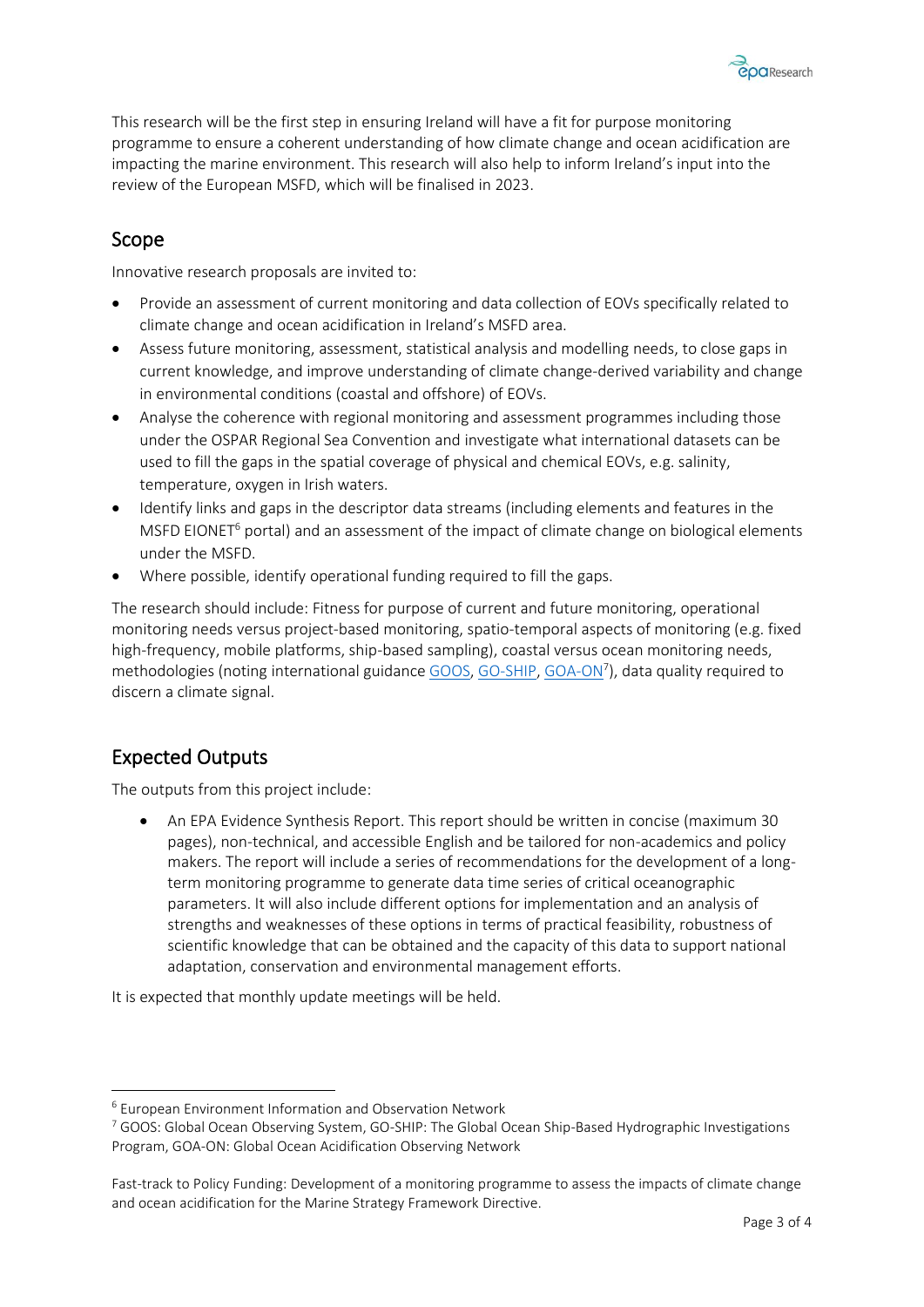This research will be the first step in ensuring Ireland will have a fit for purpose monitoring programme to ensure a coherent understanding of how climate change and ocean acidification are impacting the marine environment. This research will also help to inform Ireland's input into the review of the European MSFD, which will be finalised in 2023.

## Scope

Innovative research proposals are invited to:

- Provide an assessment of current monitoring and data collection of EOVs specifically related to climate change and ocean acidification in Ireland's MSFD area.
- Assess future monitoring, assessment, statistical analysis and modelling needs, to close gaps in current knowledge, and improve understanding of climate change-derived variability and change in environmental conditions (coastal and offshore) of EOVs.
- Analyse the coherence with regional monitoring and assessment programmes including those under the OSPAR Regional Sea Convention and investigate what international datasets can be used to fill the gaps in the spatial coverage of physical and chemical EOVs, e.g. salinity, temperature, oxygen in Irish waters.
- Identify links and gaps in the descriptor data streams (including elements and features in the MSFD EIONET[6] portal) and an assessment of the impact of climate change on biological elements under the MSFD.
- Where possible, identify operational funding required to fill the gaps.

The research should include: Fitness for purpose of current and future monitoring, operational monitoring needs versus project-based monitoring, spatio-temporal aspects of monitoring (e.g. fixed high-frequency, mobile platforms, ship-based sampling), coastal versus ocean monitoring needs, methodologies (noting international guidance GOOS, GO-SHIP, GOA-ON[7]), data quality required to discern a climate signal.

## Expected Outputs

The outputs from this project include:

- An EPA Evidence Synthesis Report. This report should be written in concise (maximum 30 pages), non-technical, and accessible English and be tailored for non-academics and policy makers. The report will include a series of recommendations for the development of a long-term monitoring programme to generate data time series of critical oceanographic parameters. It will also include different options for implementation and an analysis of strengths and weaknesses of these options in terms of practical feasibility, robustness of scientific knowledge that can be obtained and the capacity of this data to support national adaptation, conservation and environmental management efforts.

It is expected that monthly update meetings will be held.

---

[6] European Environment Information and Observation Network

[7] GOOS: Global Ocean Observing System, GO-SHIP: The Global Ocean Ship-Based Hydrographic Investigations Program, GOA-ON: Global Ocean Acidification Observing Network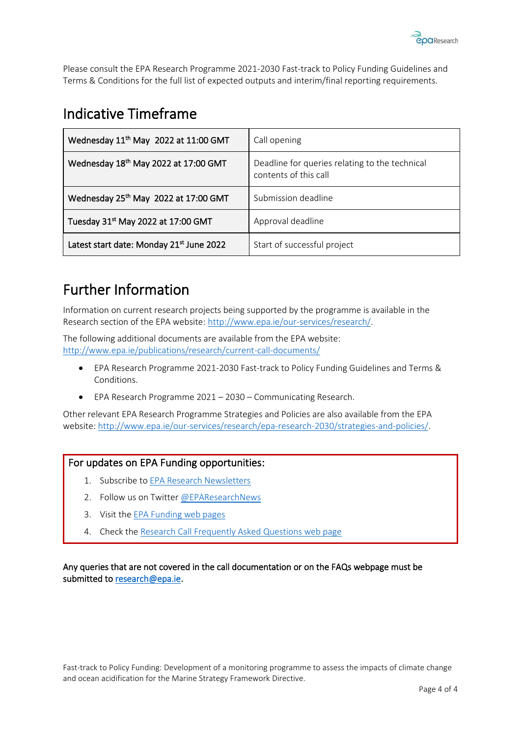Please consult the EPA Research Programme 2021-2030 Fast-track to Policy Funding Guidelines and Terms & Conditions for the full list of expected outputs and interim/final reporting requirements.

## Indicative Timeframe

| | |
|---|---|
| Wednesday 11th May 2022 at 11:00 GMT | Call opening |
| Wednesday 18th May 2022 at 17:00 GMT | Deadline for queries relating to the technical contents of this call |
| Wednesday 25th May 2022 at 17:00 GMT | Submission deadline |
| Tuesday 31st May 2022 at 17:00 GMT | Approval deadline |
| Latest start date: Monday 21st June 2022 | Start of successful project |

## Further Information

Information on current research projects being supported by the programme is available in the Research section of the EPA website: http://www.epa.ie/our-services/research/.

The following additional documents are available from the EPA website: http://www.epa.ie/publications/research/current-call-documents/

- EPA Research Programme 2021-2030 Fast-track to Policy Funding Guidelines and Terms & Conditions.
- EPA Research Programme 2021 – 2030 – Communicating Research.

Other relevant EPA Research Programme Strategies and Policies are also available from the EPA website: http://www.epa.ie/our-services/research/epa-research-2030/strategies-and-policies/.

**For updates on EPA Funding opportunities:**

1. Subscribe to EPA Research Newsletters
2. Follow us on Twitter @EPAResearchNews
3. Visit the EPA Funding web pages
4. Check the Research Call Frequently Asked Questions web page

**Any queries that are not covered in the call documentation or on the FAQs webpage must be submitted to research@epa.ie.**